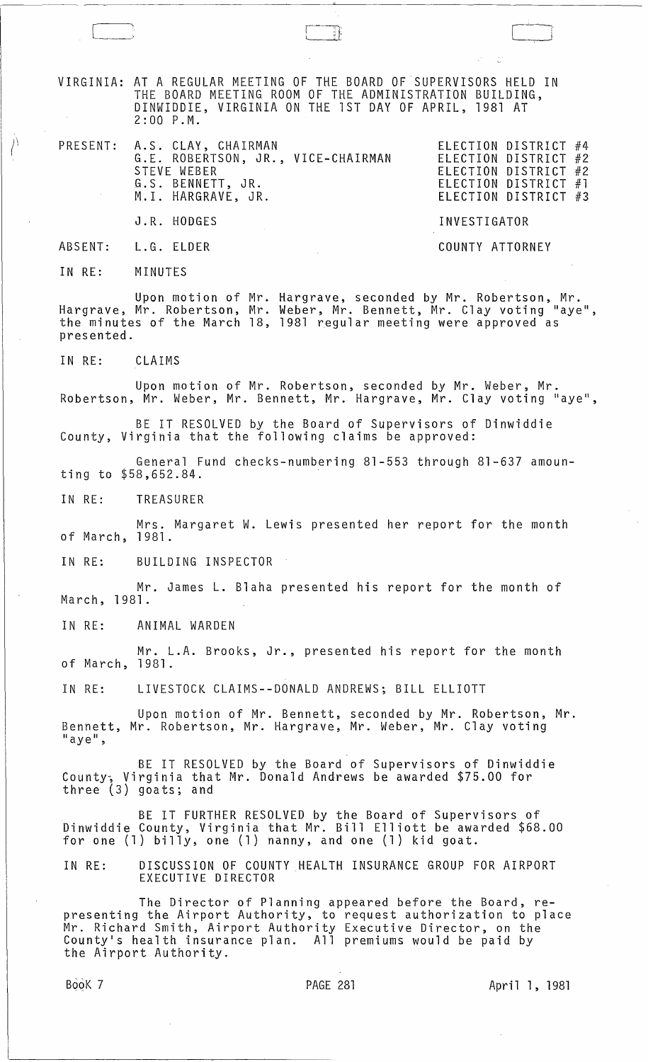VIRGINIA: AT A REGULAR MEETING OF THE BOARD OF SUPERVISORS HELD IN THE BOARD MEETING ROOM OF THE ADMINISTRATION BUILDING, DINWIDDIE, VIRGINIA ON THE 1ST DAY OF APRIL, 1981 AT 2:00 P.M.

| | | |
|---|---|---|
| PRESENT: | A.S. CLAY, CHAIRMAN | ELECTION DISTRICT #4 |
| | G.E. ROBERTSON, JR., VICE-CHAIRMAN | ELECTION DISTRICT #2 |
| | STEVE WEBER | ELECTION DISTRICT #2 |
| | G.S. BENNETT, JR. | ELECTION DISTRICT #1 |
| | M.I. HARGRAVE, JR. | ELECTION DISTRICT #3 |
| | J.R. HODGES | INVESTIGATOR |
| ABSENT: | L.G. ELDER | COUNTY ATTORNEY |

IN RE: MINUTES

Upon motion of Mr. Hargrave, seconded by Mr. Robertson, Mr. Hargrave, Mr. Robertson, Mr. Weber, Mr. Bennett, Mr. Clay voting "aye", the minutes of the March 18, 1981 regular meeting were approved as presented.

IN RE: CLAIMS

Upon motion of Mr. Robertson, seconded by Mr. Weber, Mr. Robertson, Mr. Weber, Mr. Bennett, Mr. Hargrave, Mr. Clay voting "aye",

BE IT RESOLVED by the Board of Supervisors of Dinwiddie County, Virginia that the following claims be approved:

General Fund checks-numbering 81-553 through 81-637 amounting to $58,652.84.

IN RE: TREASURER

Mrs. Margaret W. Lewis presented her report for the month of March, 1981.

IN RE: BUILDING INSPECTOR

Mr. James L. Blaha presented his report for the month of March, 1981.

IN RE: ANIMAL WARDEN

Mr. L.A. Brooks, Jr., presented his report for the month of March, 1981.

IN RE: LIVESTOCK CLAIMS--DONALD ANDREWS; BILL ELLIOTT

Upon motion of Mr. Bennett, seconded by Mr. Robertson, Mr. Bennett, Mr. Robertson, Mr. Hargrave, Mr. Weber, Mr. Clay voting "aye",

BE IT RESOLVED by the Board of Supervisors of Dinwiddie County, Virginia that Mr. Donald Andrews be awarded $75.00 for three (3) goats; and

BE IT FURTHER RESOLVED by the Board of Supervisors of Dinwiddie County, Virginia that Mr. Bill Elliott be awarded $68.00 for one (1) billy, one (1) nanny, and one (1) kid goat.

IN RE: DISCUSSION OF COUNTY HEALTH INSURANCE GROUP FOR AIRPORT EXECUTIVE DIRECTOR

The Director of Planning appeared before the Board, representing the Airport Authority, to request authorization to place Mr. Richard Smith, Airport Authority Executive Director, on the County's health insurance plan. All premiums would be paid by the Airport Authority.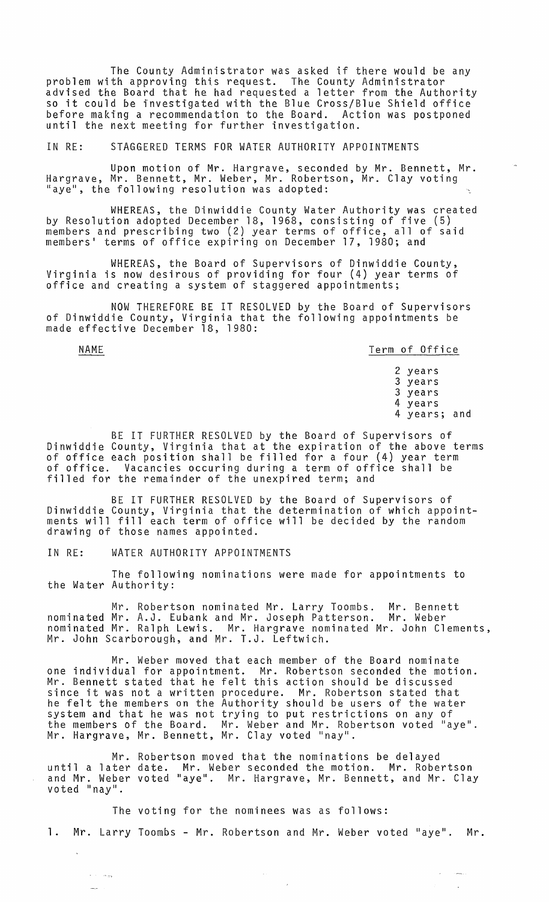The County Administrator was asked if there would be any problem with approving this request. The County Administrator advised the Board that he had requested a letter from the Authority so it could be investigated with the Blue Cross/Blue Shield office before making a recommendation to the Board. Action was postponed until the next meeting for further investigation.

IN RE: STAGGERED TERMS FOR WATER AUTHORITY APPOINTMENTS

Upon motion of Mr. Hargrave, seconded by Mr. Bennett, Mr. Hargrave, Mr. Bennett, Mr. Weber, Mr. Robertson, Mr. Clay voting "aye", the following resolution was adopted:

WHEREAS, the Dinwiddie County Water Authority was created by Resolution adopted December 18, 1968, consisting of five (5) members and prescribing two (2) year terms of office, all of said members' terms of office expiring on December 17, 1980; and

WHEREAS, the Board of Supervisors of Dinwiddie County, Virginia is now desirous of providing for four (4) year terms of office and creating a system of staggered appointments;

NOW THEREFORE BE IT RESOLVED by the Board of Supervisors of Dinwiddie County, Virginia that the following appointments be made effective December 18, 1980:

| NAME | Term of Office |
|---|---|
| | 2 years |
| | 3 years |
| | 3 years |
| | 4 years |
| | 4 years; and |

BE IT FURTHER RESOLVED by the Board of Supervisors of Dinwiddie County, Virginia that at the expiration of the above terms of office each position shall be filled for a four (4) year term of office. Vacancies occuring during a term of office shall be filled for the remainder of the unexpired term; and

BE IT FURTHER RESOLVED by the Board of Supervisors of Dinwiddie County, Virginia that the determination of which appointments will fill each term of office will be decided by the random drawing of those names appointed.

IN RE: WATER AUTHORITY APPOINTMENTS

The following nominations were made for appointments to the Water Authority:

Mr. Robertson nominated Mr. Larry Toombs. Mr. Bennett nominated Mr. A.J. Eubank and Mr. Joseph Patterson. Mr. Weber nominated Mr. Ralph Lewis. Mr. Hargrave nominated Mr. John Clements, Mr. John Scarborough, and Mr. T.J. Leftwich.

Mr. Weber moved that each member of the Board nominate one individual for appointment. Mr. Robertson seconded the motion. Mr. Bennett stated that he felt this action should be discussed since it was not a written procedure. Mr. Robertson stated that he felt the members on the Authority should be users of the water system and that he was not trying to put restrictions on any of the members of the Board. Mr. Weber and Mr. Robertson voted "aye". Mr. Hargrave, Mr. Bennett, Mr. Clay voted "nay".

Mr. Robertson moved that the nominations be delayed until a later date. Mr. Weber seconded the motion. Mr. Robertson and Mr. Weber voted "aye". Mr. Hargrave, Mr. Bennett, and Mr. Clay voted "nay".

The voting for the nominees was as follows:

1. Mr. Larry Toombs - Mr. Robertson and Mr. Weber voted "aye". Mr.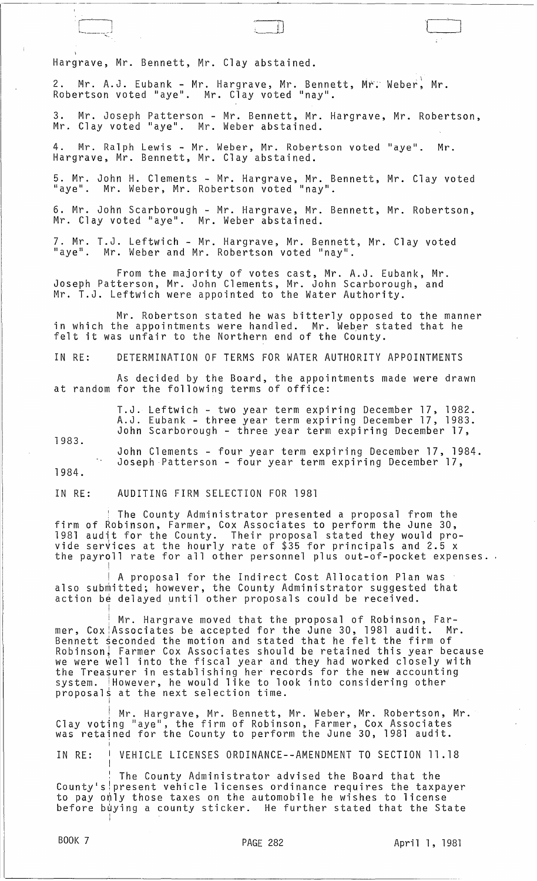Hargrave, Mr. Bennett, Mr. Clay abstained.

2. Mr. A.J. Eubank - Mr. Hargrave, Mr. Bennett, Mr. Weber, Mr. Robertson voted "aye". Mr. Clay voted "nay".

3. Mr. Joseph Patterson - Mr. Bennett, Mr. Hargrave, Mr. Robertson, Mr. Clay voted "aye". Mr. Weber abstained.

4. Mr. Ralph Lewis - Mr. Weber, Mr. Robertson voted "aye". Mr. Hargrave, Mr. Bennett, Mr. Clay abstained.

5. Mr. John H. Clements - Mr. Hargrave, Mr. Bennett, Mr. Clay voted "aye". Mr. Weber, Mr. Robertson voted "nay".

6. Mr. John Scarborough - Mr. Hargrave, Mr. Bennett, Mr. Robertson, Mr. Clay voted "aye". Mr. Weber abstained.

7. Mr. T.J. Leftwich - Mr. Hargrave, Mr. Bennett, Mr. Clay voted "aye". Mr. Weber and Mr. Robertson voted "nay".

From the majority of votes cast, Mr. A.J. Eubank, Mr. Joseph Patterson, Mr. John Clements, Mr. John Scarborough, and Mr. T.J. Leftwich were appointed to the Water Authority.

Mr. Robertson stated he was bitterly opposed to the manner in which the appointments were handled. Mr. Weber stated that he felt it was unfair to the Northern end of the County.

IN RE: DETERMINATION OF TERMS FOR WATER AUTHORITY APPOINTMENTS

As decided by the Board, the appointments made were drawn at random for the following terms of office:

T.J. Leftwich - two year term expiring December 17, 1982.
A.J. Eubank - three year term expiring December 17, 1983.
John Scarborough - three year term expiring December 17, 1983.
John Clements - four year term expiring December 17, 1984.
Joseph Patterson - four year term expiring December 17, 1984.

IN RE: AUDITING FIRM SELECTION FOR 1981

The County Administrator presented a proposal from the firm of Robinson, Farmer, Cox Associates to perform the June 30, 1981 audit for the County. Their proposal stated they would provide services at the hourly rate of $35 for principals and 2.5 x the payroll rate for all other personnel plus out-of-pocket expenses.

A proposal for the Indirect Cost Allocation Plan was also submitted; however, the County Administrator suggested that action be delayed until other proposals could be received.

Mr. Hargrave moved that the proposal of Robinson, Farmer, Cox Associates be accepted for the June 30, 1981 audit. Mr. Bennett seconded the motion and stated that he felt the firm of Robinson, Farmer Cox Associates should be retained this year because we were well into the fiscal year and they had worked closely with the Treasurer in establishing her records for the new accounting system. However, he would like to look into considering other proposals at the next selection time.

Mr. Hargrave, Mr. Bennett, Mr. Weber, Mr. Robertson, Mr. Clay voting "aye", the firm of Robinson, Farmer, Cox Associates was retained for the County to perform the June 30, 1981 audit.

IN RE: VEHICLE LICENSES ORDINANCE--AMENDMENT TO SECTION 11.18

The County Administrator advised the Board that the County's present vehicle licenses ordinance requires the taxpayer to pay only those taxes on the automobile he wishes to license before buying a county sticker. He further stated that the State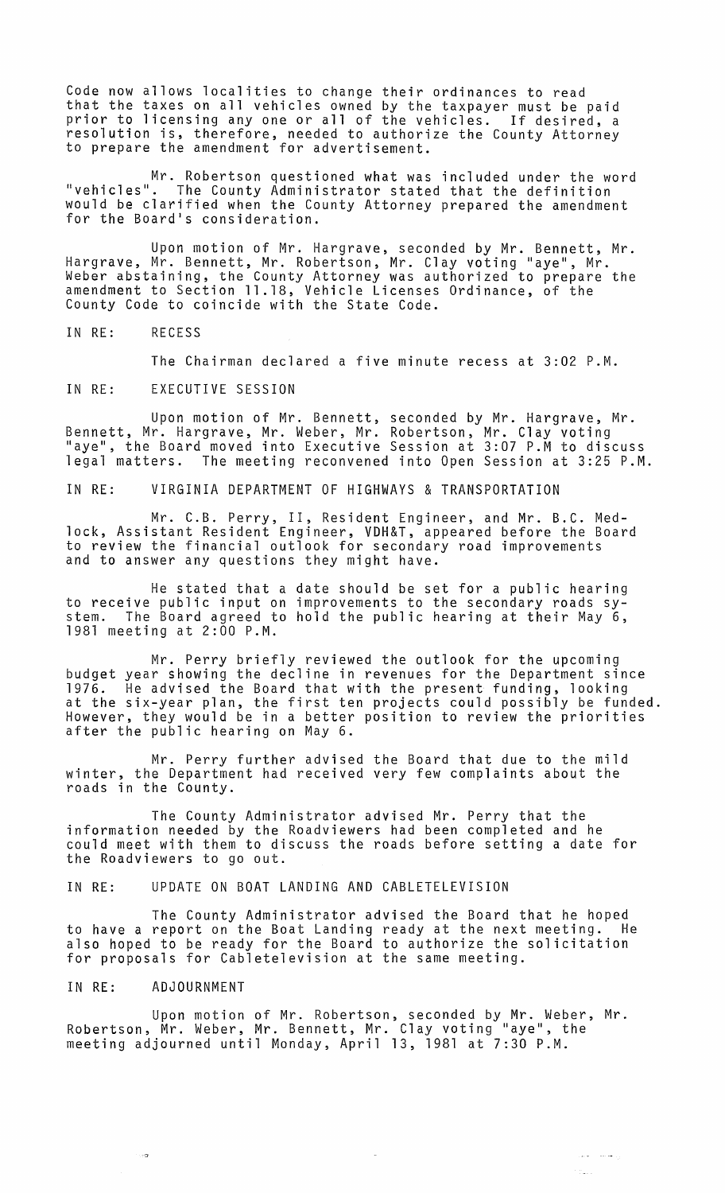Code now allows localities to change their ordinances to read that the taxes on all vehicles owned by the taxpayer must be paid prior to licensing any one or all of the vehicles. If desired, a resolution is, therefore, needed to authorize the County Attorney to prepare the amendment for advertisement.

Mr. Robertson questioned what was included under the word "vehicles". The County Administrator stated that the definition would be clarified when the County Attorney prepared the amendment for the Board's consideration.

Upon motion of Mr. Hargrave, seconded by Mr. Bennett, Mr. Hargrave, Mr. Bennett, Mr. Robertson, Mr. Clay voting "aye", Mr. Weber abstaining, the County Attorney was authorized to prepare the amendment to Section 11.18, Vehicle Licenses Ordinance, of the County Code to coincide with the State Code.

IN RE: RECESS

The Chairman declared a five minute recess at 3:02 P.M.

IN RE: EXECUTIVE SESSION

Upon motion of Mr. Bennett, seconded by Mr. Hargrave, Mr. Bennett, Mr. Hargrave, Mr. Weber, Mr. Robertson, Mr. Clay voting "aye", the Board moved into Executive Session at 3:07 P.M to discuss legal matters. The meeting reconvened into Open Session at 3:25 P.M.

IN RE: VIRGINIA DEPARTMENT OF HIGHWAYS & TRANSPORTATION

Mr. C.B. Perry, II, Resident Engineer, and Mr. B.C. Medlock, Assistant Resident Engineer, VDH&T, appeared before the Board to review the financial outlook for secondary road improvements and to answer any questions they might have.

He stated that a date should be set for a public hearing to receive public input on improvements to the secondary roads system. The Board agreed to hold the public hearing at their May 6, 1981 meeting at 2:00 P.M.

Mr. Perry briefly reviewed the outlook for the upcoming budget year showing the decline in revenues for the Department since 1976. He advised the Board that with the present funding, looking at the six-year plan, the first ten projects could possibly be funded. However, they would be in a better position to review the priorities after the public hearing on May 6.

Mr. Perry further advised the Board that due to the mild winter, the Department had received very few complaints about the roads in the County.

The County Administrator advised Mr. Perry that the information needed by the Roadviewers had been completed and he could meet with them to discuss the roads before setting a date for the Roadviewers to go out.

IN RE: UPDATE ON BOAT LANDING AND CABLETELEVISION

The County Administrator advised the Board that he hoped to have a report on the Boat Landing ready at the next meeting. He also hoped to be ready for the Board to authorize the solicitation for proposals for Cabletelevision at the same meeting.

IN RE: ADJOURNMENT

Upon motion of Mr. Robertson, seconded by Mr. Weber, Mr. Robertson, Mr. Weber, Mr. Bennett, Mr. Clay voting "aye", the meeting adjourned until Monday, April 13, 1981 at 7:30 P.M.